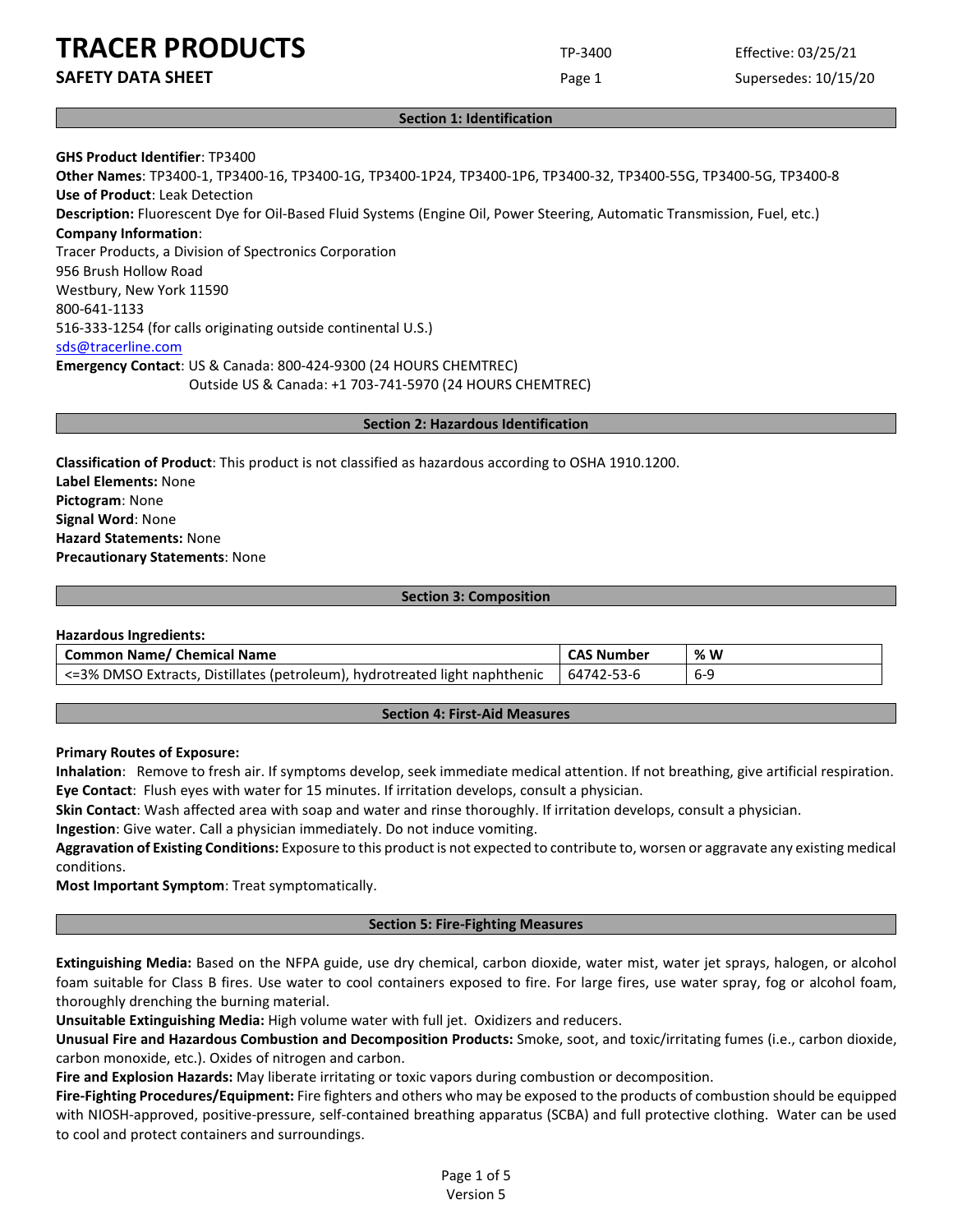# TRACER PRODUCTS

## SAFETY DATA SHEET

TP-3400

Effective: 03/25/21

Supersedes: 10/15/20

## Section 1: Identification

**GHS Product Identifier**: TP3400

**Other Names**: TP3400-1, TP3400-16, TP3400-1G, TP3400-1P24, TP3400-1P6, TP3400-32, TP3400-55G, TP3400-5G, TP3400-8

**Use of Product**: Leak Detection

**Description:** Fluorescent Dye for Oil-Based Fluid Systems (Engine Oil, Power Steering, Automatic Transmission, Fuel, etc.)

**Company Information**:

Tracer Products, a Division of Spectronics Corporation
956 Brush Hollow Road
Westbury, New York 11590
800-641-1133
516-333-1254 (for calls originating outside continental U.S.)
sds@tracerline.com

**Emergency Contact**: US & Canada: 800-424-9300 (24 HOURS CHEMTREC)
Outside US & Canada: +1 703-741-5970 (24 HOURS CHEMTREC)

## Section 2: Hazardous Identification

**Classification of Product**: This product is not classified as hazardous according to OSHA 1910.1200.

**Label Elements:** None

**Pictogram**: None

**Signal Word**: None

**Hazard Statements:** None

**Precautionary Statements**: None

## Section 3: Composition

**Hazardous Ingredients:**

| Common Name/ Chemical Name | CAS Number | % W |
|---|---|---|
| <=3% DMSO Extracts, Distillates (petroleum), hydrotreated light naphthenic | 64742-53-6 | 6-9 |

## Section 4: First-Aid Measures

**Primary Routes of Exposure:**

**Inhalation**: Remove to fresh air. If symptoms develop, seek immediate medical attention. If not breathing, give artificial respiration.

**Eye Contact**: Flush eyes with water for 15 minutes. If irritation develops, consult a physician.

**Skin Contact**: Wash affected area with soap and water and rinse thoroughly. If irritation develops, consult a physician.

**Ingestion**: Give water. Call a physician immediately. Do not induce vomiting.

**Aggravation of Existing Conditions:** Exposure to this product is not expected to contribute to, worsen or aggravate any existing medical conditions.

**Most Important Symptom**: Treat symptomatically.

## Section 5: Fire-Fighting Measures

**Extinguishing Media:** Based on the NFPA guide, use dry chemical, carbon dioxide, water mist, water jet sprays, halogen, or alcohol foam suitable for Class B fires. Use water to cool containers exposed to fire. For large fires, use water spray, fog or alcohol foam, thoroughly drenching the burning material.

**Unsuitable Extinguishing Media:** High volume water with full jet. Oxidizers and reducers.

**Unusual Fire and Hazardous Combustion and Decomposition Products:** Smoke, soot, and toxic/irritating fumes (i.e., carbon dioxide, carbon monoxide, etc.). Oxides of nitrogen and carbon.

**Fire and Explosion Hazards:** May liberate irritating or toxic vapors during combustion or decomposition.

**Fire-Fighting Procedures/Equipment:** Fire fighters and others who may be exposed to the products of combustion should be equipped with NIOSH-approved, positive-pressure, self-contained breathing apparatus (SCBA) and full protective clothing. Water can be used to cool and protect containers and surroundings.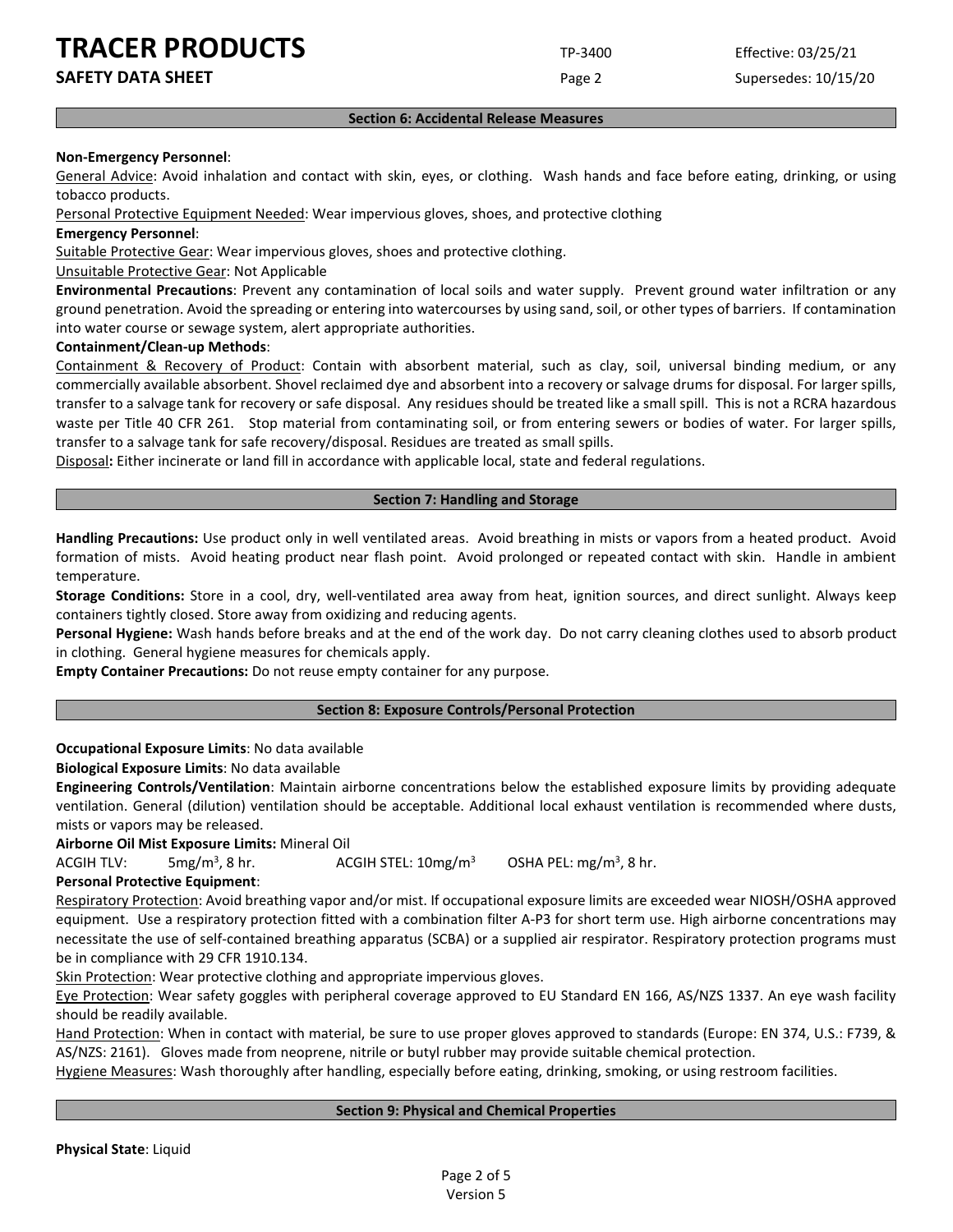## Section 6: Accidental Release Measures

**Non-Emergency Personnel**:

General Advice: Avoid inhalation and contact with skin, eyes, or clothing. Wash hands and face before eating, drinking, or using tobacco products.

Personal Protective Equipment Needed: Wear impervious gloves, shoes, and protective clothing

**Emergency Personnel**:

Suitable Protective Gear: Wear impervious gloves, shoes and protective clothing.

Unsuitable Protective Gear: Not Applicable

**Environmental Precautions**: Prevent any contamination of local soils and water supply. Prevent ground water infiltration or any ground penetration. Avoid the spreading or entering into watercourses by using sand, soil, or other types of barriers. If contamination into water course or sewage system, alert appropriate authorities.

**Containment/Clean-up Methods**:

Containment & Recovery of Product: Contain with absorbent material, such as clay, soil, universal binding medium, or any commercially available absorbent. Shovel reclaimed dye and absorbent into a recovery or salvage drums for disposal. For larger spills, transfer to a salvage tank for recovery or safe disposal. Any residues should be treated like a small spill. This is not a RCRA hazardous waste per Title 40 CFR 261. Stop material from contaminating soil, or from entering sewers or bodies of water. For larger spills, transfer to a salvage tank for safe recovery/disposal. Residues are treated as small spills.

Disposal**:** Either incinerate or land fill in accordance with applicable local, state and federal regulations.

## Section 7: Handling and Storage

**Handling Precautions:** Use product only in well ventilated areas. Avoid breathing in mists or vapors from a heated product. Avoid formation of mists. Avoid heating product near flash point. Avoid prolonged or repeated contact with skin. Handle in ambient temperature.

**Storage Conditions:** Store in a cool, dry, well-ventilated area away from heat, ignition sources, and direct sunlight. Always keep containers tightly closed. Store away from oxidizing and reducing agents.

**Personal Hygiene:** Wash hands before breaks and at the end of the work day. Do not carry cleaning clothes used to absorb product in clothing. General hygiene measures for chemicals apply.

**Empty Container Precautions:** Do not reuse empty container for any purpose.

## Section 8: Exposure Controls/Personal Protection

**Occupational Exposure Limits**: No data available

**Biological Exposure Limits**: No data available

**Engineering Controls/Ventilation**: Maintain airborne concentrations below the established exposure limits by providing adequate ventilation. General (dilution) ventilation should be acceptable. Additional local exhaust ventilation is recommended where dusts, mists or vapors may be released.

**Airborne Oil Mist Exposure Limits:** Mineral Oil

ACGIH TLV: 5mg/m$^3$, 8 hr. ACGIH STEL: 10mg/m$^3$ OSHA PEL: mg/m$^3$, 8 hr.

**Personal Protective Equipment**:

Respiratory Protection: Avoid breathing vapor and/or mist. If occupational exposure limits are exceeded wear NIOSH/OSHA approved equipment. Use a respiratory protection fitted with a combination filter A-P3 for short term use. High airborne concentrations may necessitate the use of self-contained breathing apparatus (SCBA) or a supplied air respirator. Respiratory protection programs must be in compliance with 29 CFR 1910.134.

Skin Protection: Wear protective clothing and appropriate impervious gloves.

Eye Protection: Wear safety goggles with peripheral coverage approved to EU Standard EN 166, AS/NZS 1337. An eye wash facility should be readily available.

Hand Protection: When in contact with material, be sure to use proper gloves approved to standards (Europe: EN 374, U.S.: F739, & AS/NZS: 2161). Gloves made from neoprene, nitrile or butyl rubber may provide suitable chemical protection.

Hygiene Measures: Wash thoroughly after handling, especially before eating, drinking, smoking, or using restroom facilities.

## Section 9: Physical and Chemical Properties

**Physical State**: Liquid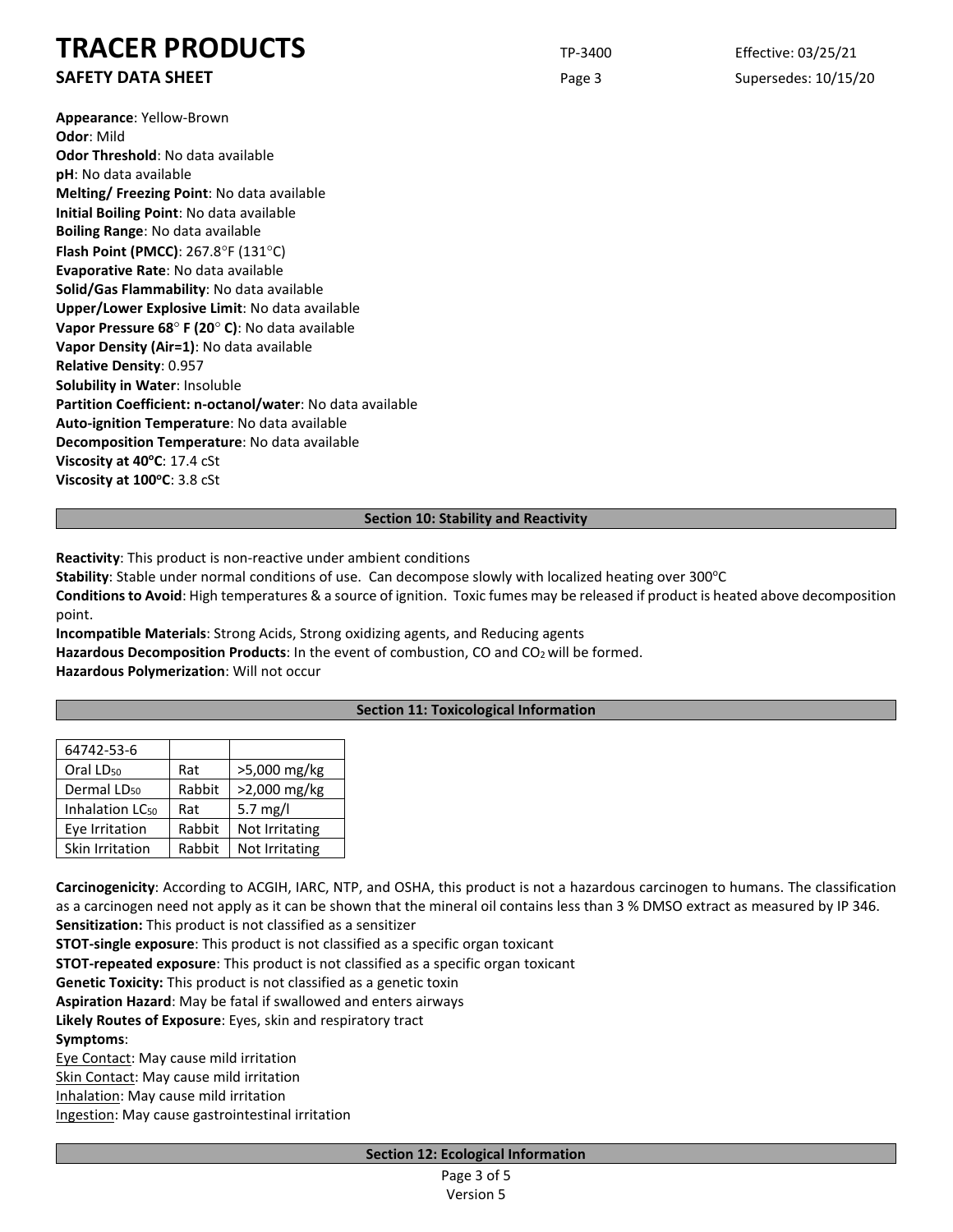**Appearance**: Yellow-Brown
**Odor**: Mild
**Odor Threshold**: No data available
**pH**: No data available
**Melting/ Freezing Point**: No data available
**Initial Boiling Point**: No data available
**Boiling Range**: No data available
**Flash Point (PMCC)**: 267.8°F (131°C)
**Evaporative Rate**: No data available
**Solid/Gas Flammability**: No data available
**Upper/Lower Explosive Limit**: No data available
**Vapor Pressure 68° F (20° C)**: No data available
**Vapor Density (Air=1)**: No data available
**Relative Density**: 0.957
**Solubility in Water**: Insoluble
**Partition Coefficient: n-octanol/water**: No data available
**Auto-ignition Temperature**: No data available
**Decomposition Temperature**: No data available
**Viscosity at 40°C**: 17.4 cSt
**Viscosity at 100°C**: 3.8 cSt

## Section 10: Stability and Reactivity

**Reactivity**: This product is non-reactive under ambient conditions
**Stability**: Stable under normal conditions of use. Can decompose slowly with localized heating over 300°C
**Conditions to Avoid**: High temperatures & a source of ignition. Toxic fumes may be released if product is heated above decomposition point.
**Incompatible Materials**: Strong Acids, Strong oxidizing agents, and Reducing agents
**Hazardous Decomposition Products**: In the event of combustion, CO and $CO_2$ will be formed.
**Hazardous Polymerization**: Will not occur

## Section 11: Toxicological Information

| 64742-53-6 | | |
|---|---|---|
| Oral $LD_{50}$ | Rat | >5,000 mg/kg |
| Dermal $LD_{50}$ | Rabbit | >2,000 mg/kg |
| Inhalation $LC_{50}$ | Rat | 5.7 mg/l |
| Eye Irritation | Rabbit | Not Irritating |
| Skin Irritation | Rabbit | Not Irritating |

**Carcinogenicity**: According to ACGIH, IARC, NTP, and OSHA, this product is not a hazardous carcinogen to humans. The classification as a carcinogen need not apply as it can be shown that the mineral oil contains less than 3 % DMSO extract as measured by IP 346.
**Sensitization:** This product is not classified as a sensitizer
**STOT-single exposure**: This product is not classified as a specific organ toxicant
**STOT-repeated exposure**: This product is not classified as a specific organ toxicant
**Genetic Toxicity:** This product is not classified as a genetic toxin
**Aspiration Hazard**: May be fatal if swallowed and enters airways
**Likely Routes of Exposure**: Eyes, skin and respiratory tract
**Symptoms**:
Eye Contact: May cause mild irritation
Skin Contact: May cause mild irritation
Inhalation: May cause mild irritation
Ingestion: May cause gastrointestinal irritation

## Section 12: Ecological Information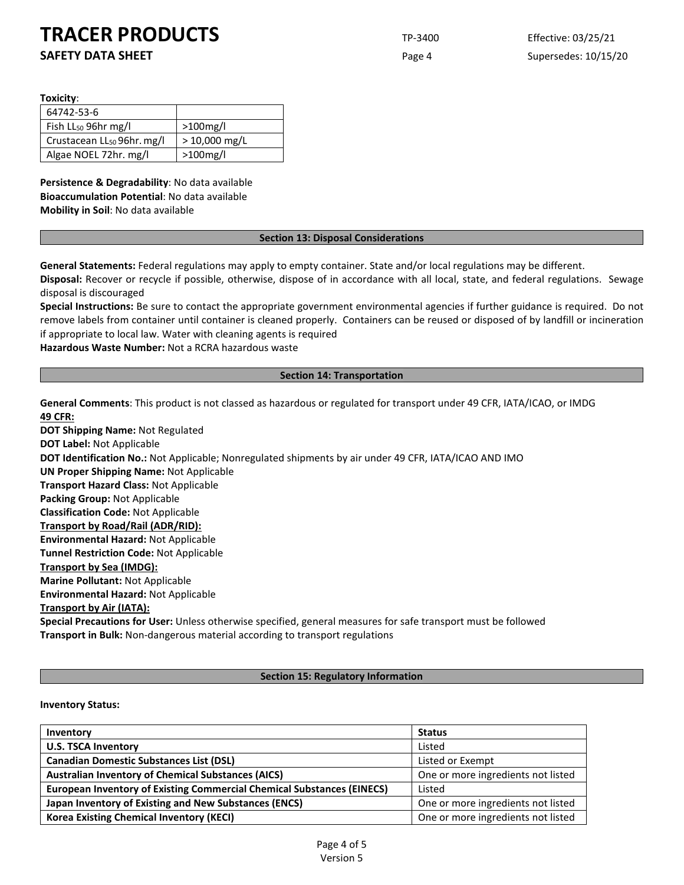**Toxicity**:

| 64742-53-6 | |
|---|---|
| Fish $LL_{50}$ 96hr mg/l | >100mg/l |
| Crustacean $LL_{50}$ 96hr. mg/l | > 10,000 mg/L |
| Algae NOEL 72hr. mg/l | >100mg/l |

**Persistence & Degradability**: No data available
**Bioaccumulation Potential**: No data available
**Mobility in Soil**: No data available

## Section 13: Disposal Considerations

**General Statements:** Federal regulations may apply to empty container. State and/or local regulations may be different.
**Disposal:** Recover or recycle if possible, otherwise, dispose of in accordance with all local, state, and federal regulations. Sewage disposal is discouraged
**Special Instructions:** Be sure to contact the appropriate government environmental agencies if further guidance is required. Do not remove labels from container until container is cleaned properly. Containers can be reused or disposed of by landfill or incineration if appropriate to local law. Water with cleaning agents is required
**Hazardous Waste Number:** Not a RCRA hazardous waste

## Section 14: Transportation

**General Comments**: This product is not classed as hazardous or regulated for transport under 49 CFR, IATA/ICAO, or IMDG
**49 CFR:**
**DOT Shipping Name:** Not Regulated
**DOT Label:** Not Applicable
**DOT Identification No.:** Not Applicable; Nonregulated shipments by air under 49 CFR, IATA/ICAO AND IMO
**UN Proper Shipping Name:** Not Applicable
**Transport Hazard Class:** Not Applicable
**Packing Group:** Not Applicable
**Classification Code:** Not Applicable
**Transport by Road/Rail (ADR/RID):**
**Environmental Hazard:** Not Applicable
**Tunnel Restriction Code:** Not Applicable
**Transport by Sea (IMDG):**
**Marine Pollutant:** Not Applicable
**Environmental Hazard:** Not Applicable
**Transport by Air (IATA):**
**Special Precautions for User:** Unless otherwise specified, general measures for safe transport must be followed
**Transport in Bulk:** Non-dangerous material according to transport regulations

## Section 15: Regulatory Information

**Inventory Status:**

| Inventory | Status |
|---|---|
| **U.S. TSCA Inventory** | Listed |
| **Canadian Domestic Substances List (DSL)** | Listed or Exempt |
| **Australian Inventory of Chemical Substances (AICS)** | One or more ingredients not listed |
| **European Inventory of Existing Commercial Chemical Substances (EINECS)** | Listed |
| **Japan Inventory of Existing and New Substances (ENCS)** | One or more ingredients not listed |
| **Korea Existing Chemical Inventory (KECI)** | One or more ingredients not listed |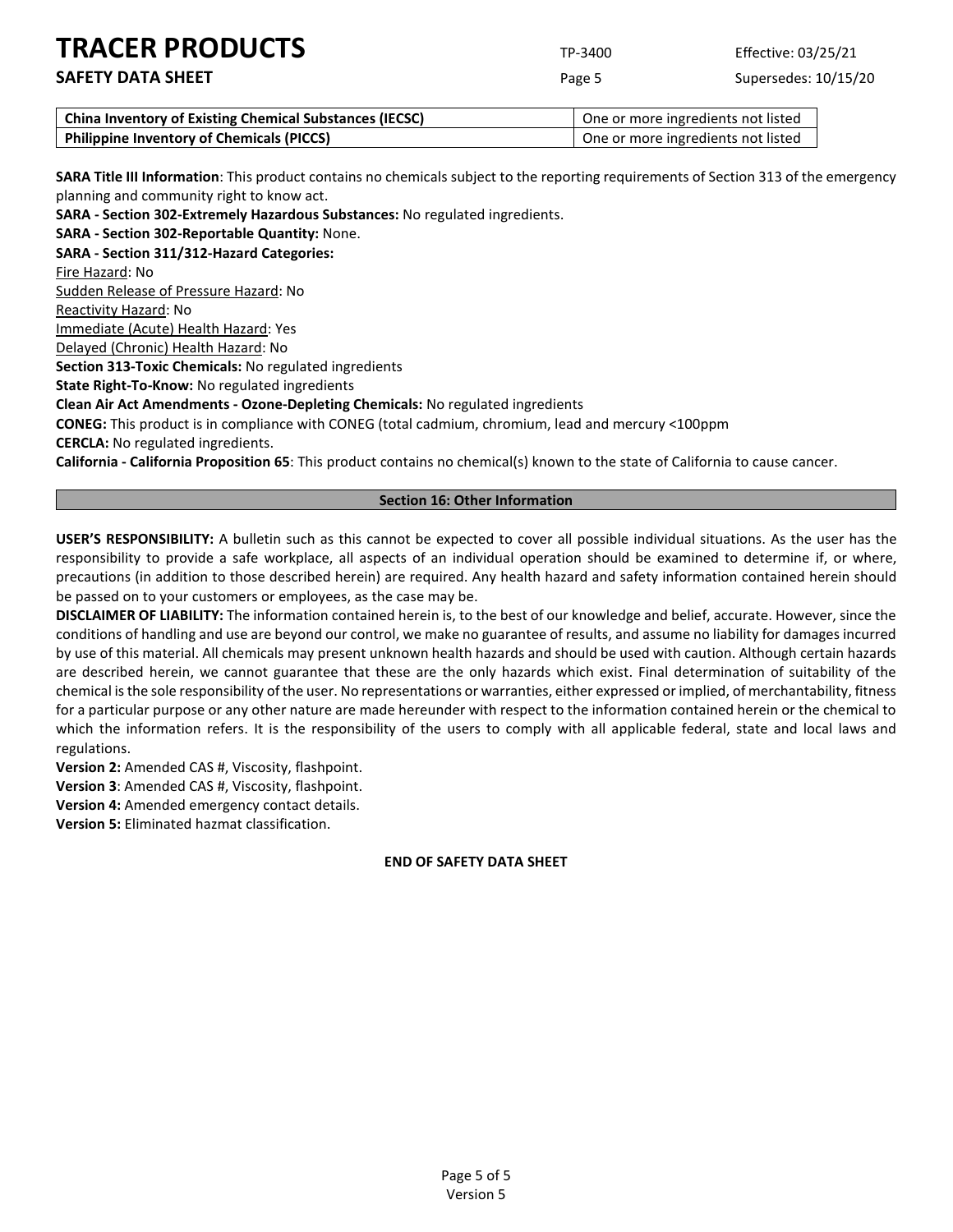| | |
|---|---|
| **China Inventory of Existing Chemical Substances (IECSC)** | One or more ingredients not listed |
| **Philippine Inventory of Chemicals (PICCS)** | One or more ingredients not listed |

**SARA Title III Information**: This product contains no chemicals subject to the reporting requirements of Section 313 of the emergency planning and community right to know act.

**SARA - Section 302-Extremely Hazardous Substances:** No regulated ingredients.

**SARA - Section 302-Reportable Quantity:** None.

**SARA - Section 311/312-Hazard Categories:**

Fire Hazard: No

Sudden Release of Pressure Hazard: No

Reactivity Hazard: No

Immediate (Acute) Health Hazard: Yes

Delayed (Chronic) Health Hazard: No

**Section 313-Toxic Chemicals:** No regulated ingredients

**State Right-To-Know:** No regulated ingredients

**Clean Air Act Amendments - Ozone-Depleting Chemicals:** No regulated ingredients

**CONEG:** This product is in compliance with CONEG (total cadmium, chromium, lead and mercury <100ppm

**CERCLA:** No regulated ingredients.

**California - California Proposition 65**: This product contains no chemical(s) known to the state of California to cause cancer.

## Section 16: Other Information

**USER'S RESPONSIBILITY:** A bulletin such as this cannot be expected to cover all possible individual situations. As the user has the responsibility to provide a safe workplace, all aspects of an individual operation should be examined to determine if, or where, precautions (in addition to those described herein) are required. Any health hazard and safety information contained herein should be passed on to your customers or employees, as the case may be.

**DISCLAIMER OF LIABILITY:** The information contained herein is, to the best of our knowledge and belief, accurate. However, since the conditions of handling and use are beyond our control, we make no guarantee of results, and assume no liability for damages incurred by use of this material. All chemicals may present unknown health hazards and should be used with caution. Although certain hazards are described herein, we cannot guarantee that these are the only hazards which exist. Final determination of suitability of the chemical is the sole responsibility of the user. No representations or warranties, either expressed or implied, of merchantability, fitness for a particular purpose or any other nature are made hereunder with respect to the information contained herein or the chemical to which the information refers. It is the responsibility of the users to comply with all applicable federal, state and local laws and regulations.

**Version 2:** Amended CAS #, Viscosity, flashpoint.

**Version 3**: Amended CAS #, Viscosity, flashpoint.

**Version 4:** Amended emergency contact details.

**Version 5:** Eliminated hazmat classification.

**END OF SAFETY DATA SHEET**